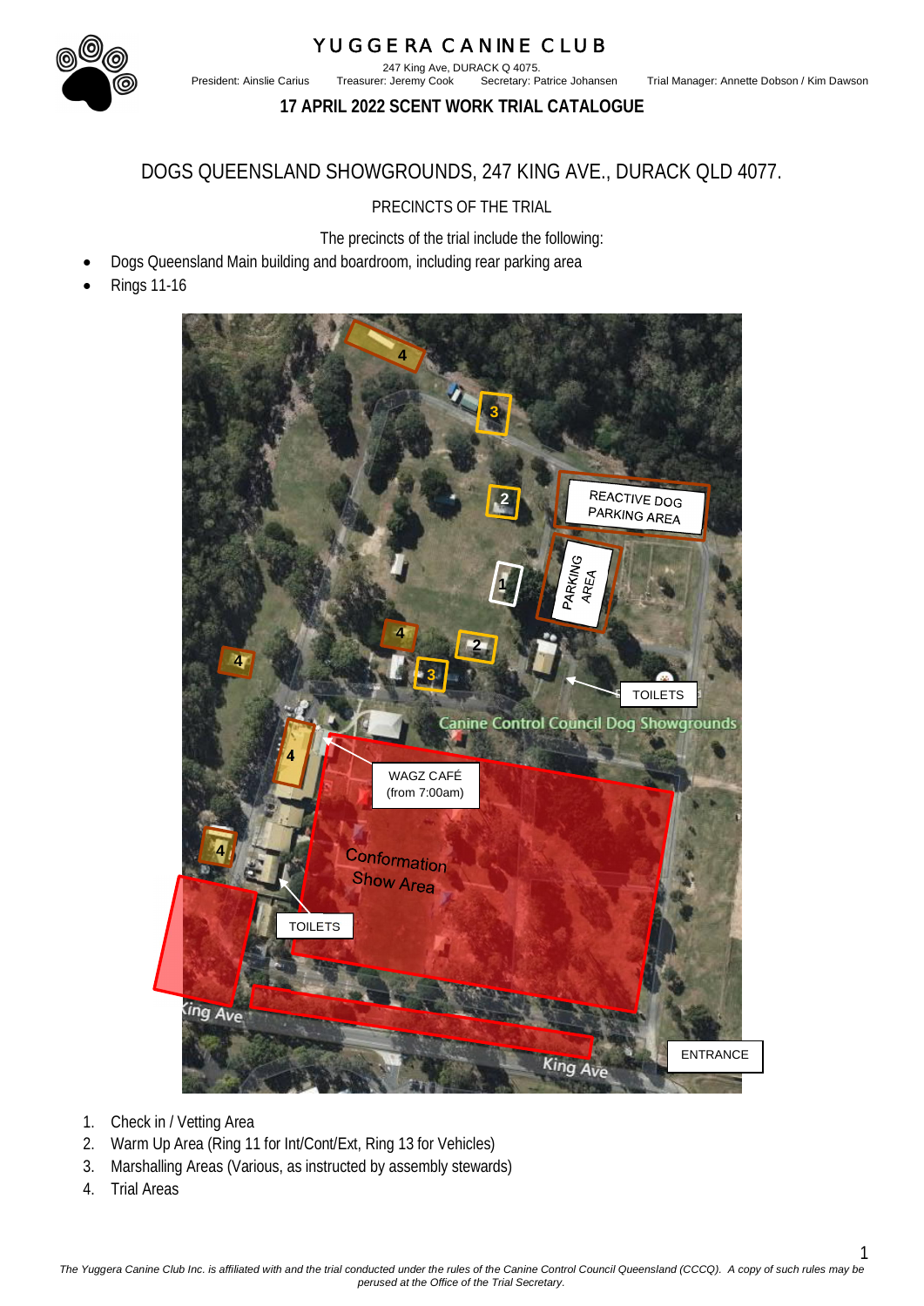# YUGGERA CANINE CLUB

247 King Ave, DURACK Q 4075.

President: Ainslie Carius Treasurer: Jeremy Cook Secretary: Patrice Johansen Trial Manager: Annette Dobson / Kim Dawson

**17 APRIL 2022 SCENT WORK TRIAL CATALOGUE**

## DOGS QUEENSLAND SHOWGROUNDS, 247 KING AVE., DURACK QLD 4077.

PRECINCTS OF THE TRIAL

The precincts of the trial include the following:

- Dogs Queensland Main building and boardroom, including rear parking area
- Rings 11-16

1. Check in / Vetting Area
2. Warm Up Area (Ring 11 for Int/Cont/Ext, Ring 13 for Vehicles)
3. Marshalling Areas (Various, as instructed by assembly stewards)
4. Trial Areas

*The Yuggera Canine Club Inc. is affiliated with and the trial conducted under the rules of the Canine Control Council Queensland (CCCQ). A copy of such rules may be perused at the Office of the Trial Secretary.*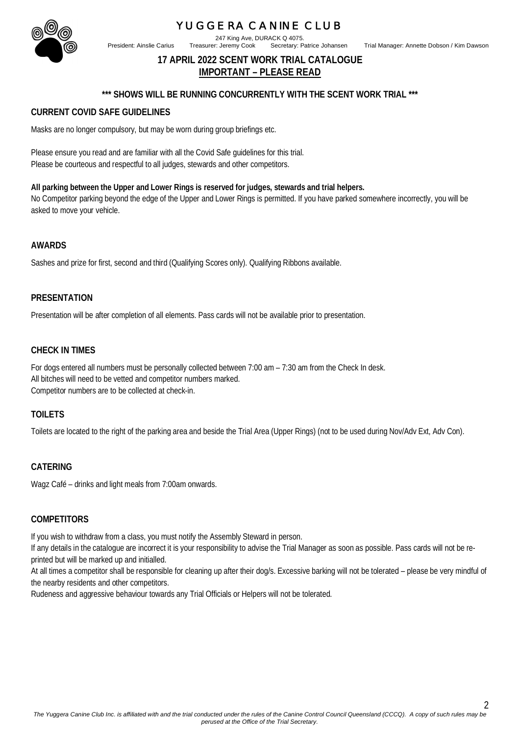# YUGGERA CANINE CLUB

247 King Ave, DURACK Q 4075.

President: Ainslie Carius    Treasurer: Jeremy Cook    Secretary: Patrice Johansen    Trial Manager: Annette Dobson / Kim Dawson

## 17 APRIL 2022 SCENT WORK TRIAL CATALOGUE

## IMPORTANT – PLEASE READ

**\*\*\* SHOWS WILL BE RUNNING CONCURRENTLY WITH THE SCENT WORK TRIAL \*\*\***

### CURRENT COVID SAFE GUIDELINES

Masks are no longer compulsory, but may be worn during group briefings etc.

Please ensure you read and are familiar with all the Covid Safe guidelines for this trial.
Please be courteous and respectful to all judges, stewards and other competitors.

**All parking between the Upper and Lower Rings is reserved for judges, stewards and trial helpers.**
No Competitor parking beyond the edge of the Upper and Lower Rings is permitted. If you have parked somewhere incorrectly, you will be asked to move your vehicle.

### AWARDS

Sashes and prize for first, second and third (Qualifying Scores only). Qualifying Ribbons available.

### PRESENTATION

Presentation will be after completion of all elements. Pass cards will not be available prior to presentation.

### CHECK IN TIMES

For dogs entered all numbers must be personally collected between 7:00 am – 7:30 am from the Check In desk.
All bitches will need to be vetted and competitor numbers marked.
Competitor numbers are to be collected at check-in.

### TOILETS

Toilets are located to the right of the parking area and beside the Trial Area (Upper Rings) (not to be used during Nov/Adv Ext, Adv Con).

### CATERING

Wagz Café – drinks and light meals from 7:00am onwards.

### COMPETITORS

If you wish to withdraw from a class, you must notify the Assembly Steward in person.
If any details in the catalogue are incorrect it is your responsibility to advise the Trial Manager as soon as possible. Pass cards will not be re-printed but will be marked up and initialled.
At all times a competitor shall be responsible for cleaning up after their dog/s. Excessive barking will not be tolerated – please be very mindful of the nearby residents and other competitors.
Rudeness and aggressive behaviour towards any Trial Officials or Helpers will not be tolerated.

*The Yuggera Canine Club Inc. is affiliated with and the trial conducted under the rules of the Canine Control Council Queensland (CCCQ). A copy of such rules may be perused at the Office of the Trial Secretary.*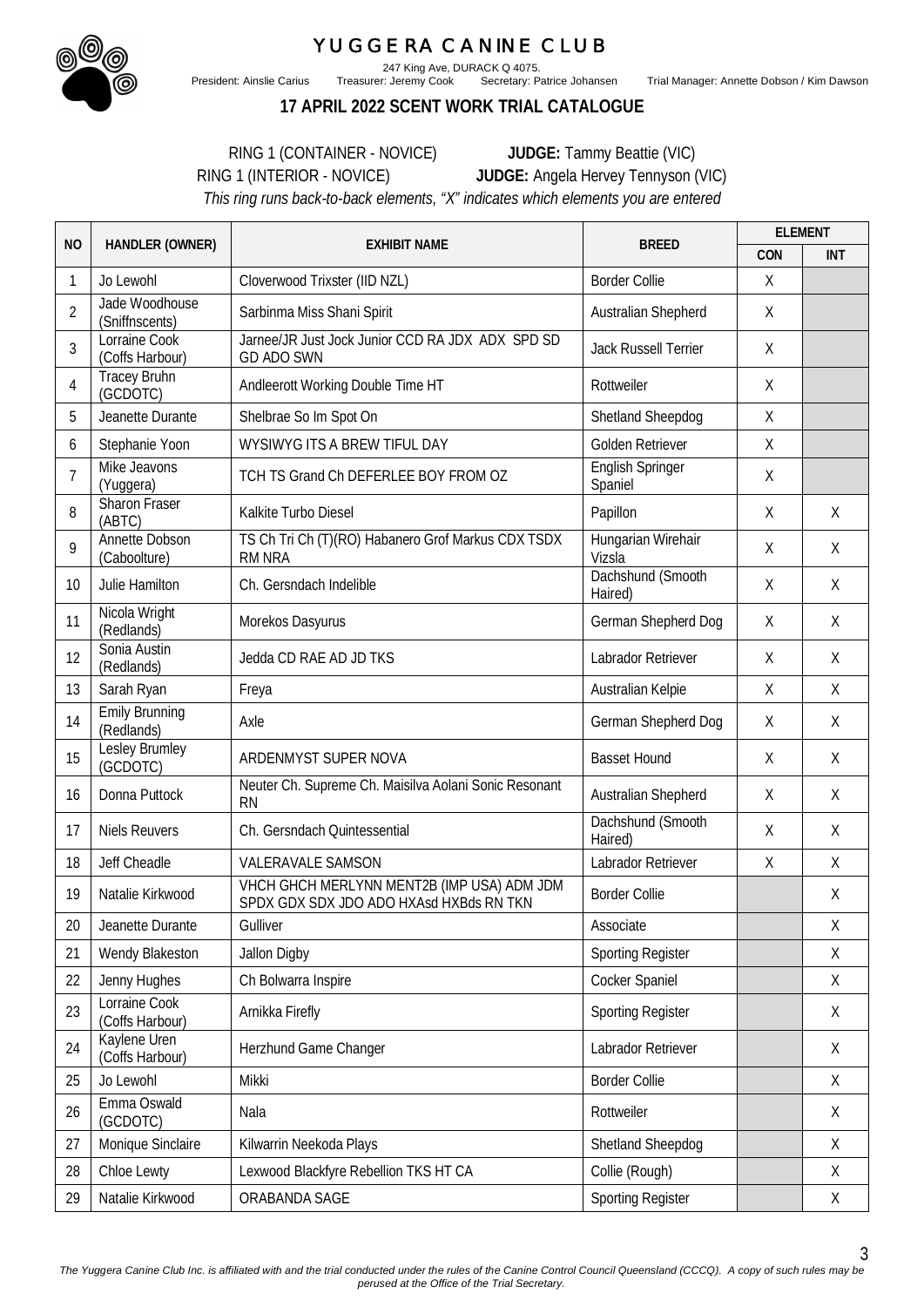# YUGGERA CANINE CLUB

247 King Ave, DURACK Q 4075.

President: Ainslie Carius     Treasurer: Jeremy Cook     Secretary: Patrice Johansen     Trial Manager: Annette Dobson / Kim Dawson

## 17 APRIL 2022 SCENT WORK TRIAL CATALOGUE

RING 1 (CONTAINER - NOVICE) **JUDGE:** Tammy Beattie (VIC)

RING 1 (INTERIOR - NOVICE) **JUDGE:** Angela Hervey Tennyson (VIC)

*This ring runs back-to-back elements, "X" indicates which elements you are entered*

| NO | HANDLER (OWNER) | EXHIBIT NAME | BREED | ELEMENT | |
|---|---|---|---|---|---|
| | | | | CON | INT |
| 1 | Jo Lewohl | Cloverwood Trixster (IID NZL) | Border Collie | X | |
| 2 | Jade Woodhouse (Sniffnscents) | Sarbinma Miss Shani Spirit | Australian Shepherd | X | |
| 3 | Lorraine Cook (Coffs Harbour) | Jarnee/JR Just Jock Junior CCD RA JDX ADX SPD SD GD ADO SWN | Jack Russell Terrier | X | |
| 4 | Tracey Bruhn (GCDOTC) | Andleerott Working Double Time HT | Rottweiler | X | |
| 5 | Jeanette Durante | Shelbrae So Im Spot On | Shetland Sheepdog | X | |
| 6 | Stephanie Yoon | WYSIWYG ITS A BREW TIFUL DAY | Golden Retriever | X | |
| 7 | Mike Jeavons (Yuggera) | TCH TS Grand Ch DEFERLEE BOY FROM OZ | English Springer Spaniel | X | |
| 8 | Sharon Fraser (ABTC) | Kalkite Turbo Diesel | Papillon | X | X |
| 9 | Annette Dobson (Caboolture) | TS Ch Tri Ch (T)(RO) Habanero Grof Markus CDX TSDX RM NRA | Hungarian Wirehair Vizsla | X | X |
| 10 | Julie Hamilton | Ch. Gersndach Indelible | Dachshund (Smooth Haired) | X | X |
| 11 | Nicola Wright (Redlands) | Morekos Dasyurus | German Shepherd Dog | X | X |
| 12 | Sonia Austin (Redlands) | Jedda CD RAE AD JD TKS | Labrador Retriever | X | X |
| 13 | Sarah Ryan | Freya | Australian Kelpie | X | X |
| 14 | Emily Brunning (Redlands) | Axle | German Shepherd Dog | X | X |
| 15 | Lesley Brumley (GCDOTC) | ARDENMYST SUPER NOVA | Basset Hound | X | X |
| 16 | Donna Puttock | Neuter Ch. Supreme Ch. Maisilva Aolani Sonic Resonant RN | Australian Shepherd | X | X |
| 17 | Niels Reuvers | Ch. Gersndach Quintessential | Dachshund (Smooth Haired) | X | X |
| 18 | Jeff Cheadle | VALERAVALE SAMSON | Labrador Retriever | X | X |
| 19 | Natalie Kirkwood | VHCH GHCH MERLYNN MENT2B (IMP USA) ADM JDM SPDX GDX SDX JDO ADO HXAsd HXBds RN TKN | Border Collie | | X |
| 20 | Jeanette Durante | Gulliver | Associate | | X |
| 21 | Wendy Blakeston | Jallon Digby | Sporting Register | | X |
| 22 | Jenny Hughes | Ch Bolwarra Inspire | Cocker Spaniel | | X |
| 23 | Lorraine Cook (Coffs Harbour) | Arnikka Firefly | Sporting Register | | X |
| 24 | Kaylene Uren (Coffs Harbour) | Herzhund Game Changer | Labrador Retriever | | X |
| 25 | Jo Lewohl | Mikki | Border Collie | | X |
| 26 | Emma Oswald (GCDOTC) | Nala | Rottweiler | | X |
| 27 | Monique Sinclaire | Kilwarrin Neekoda Plays | Shetland Sheepdog | | X |
| 28 | Chloe Lewty | Lexwood Blackfyre Rebellion TKS HT CA | Collie (Rough) | | X |
| 29 | Natalie Kirkwood | ORABANDA SAGE | Sporting Register | | X |

*The Yuggera Canine Club Inc. is affiliated with and the trial conducted under the rules of the Canine Control Council Queensland (CCCQ). A copy of such rules may be perused at the Office of the Trial Secretary.*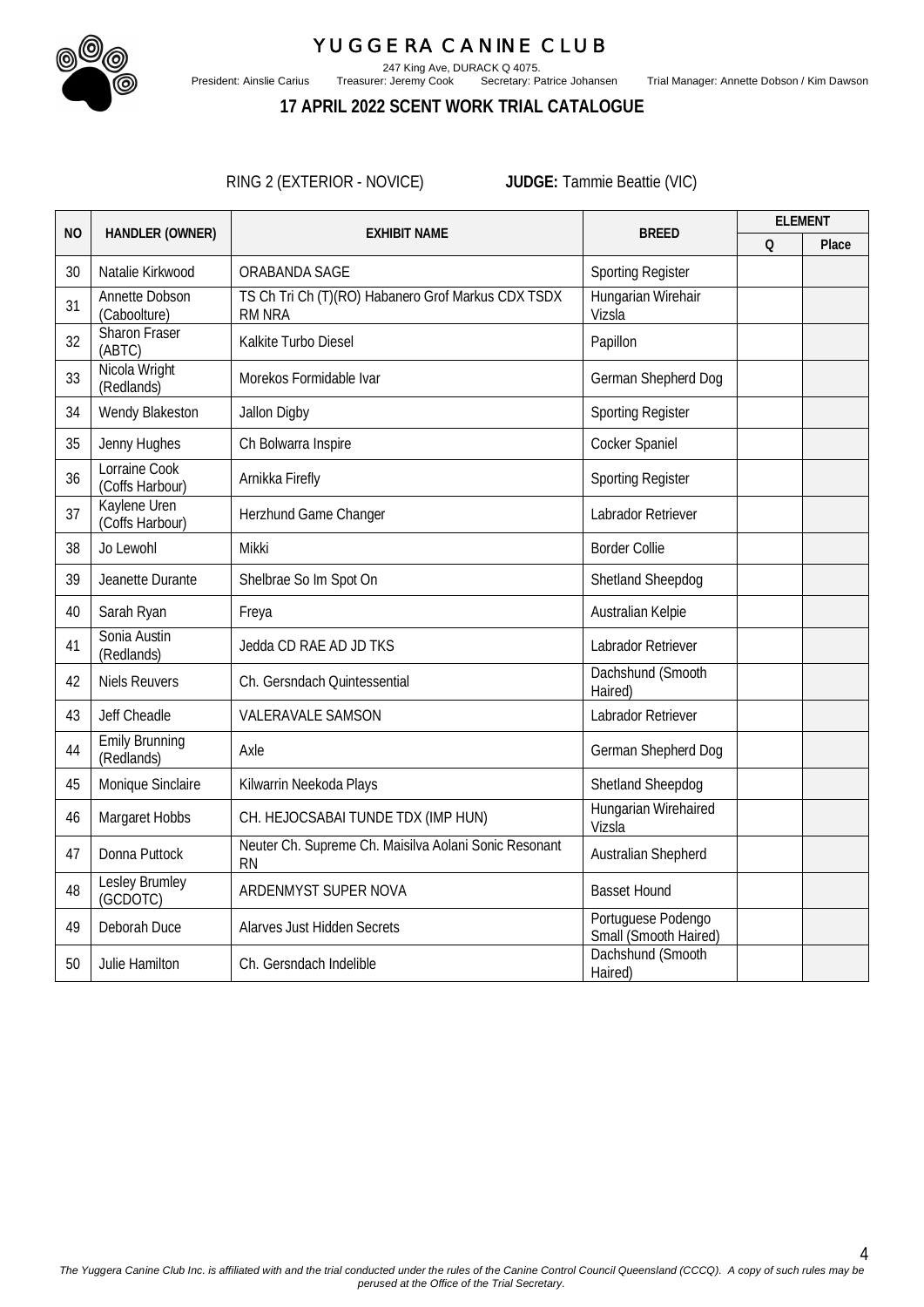# YUGGERA CANINE CLUB

247 King Ave, DURACK Q 4075.

President: Ainslie Carius  Treasurer: Jeremy Cook  Secretary: Patrice Johansen  Trial Manager: Annette Dobson / Kim Dawson

## 17 APRIL 2022 SCENT WORK TRIAL CATALOGUE

RING 2 (EXTERIOR - NOVICE)  **JUDGE:** Tammie Beattie (VIC)

| NO | HANDLER (OWNER) | EXHIBIT NAME | BREED | ELEMENT | |
|---|---|---|---|---|---|
| | | | | Q | Place |
| 30 | Natalie Kirkwood | ORABANDA SAGE | Sporting Register | | |
| 31 | Annette Dobson (Caboolture) | TS Ch Tri Ch (T)(RO) Habanero Grof Markus CDX TSDX RM NRA | Hungarian Wirehair Vizsla | | |
| 32 | Sharon Fraser (ABTC) | Kalkite Turbo Diesel | Papillon | | |
| 33 | Nicola Wright (Redlands) | Morekos Formidable Ivar | German Shepherd Dog | | |
| 34 | Wendy Blakeston | Jallon Digby | Sporting Register | | |
| 35 | Jenny Hughes | Ch Bolwarra Inspire | Cocker Spaniel | | |
| 36 | Lorraine Cook (Coffs Harbour) | Arnikka Firefly | Sporting Register | | |
| 37 | Kaylene Uren (Coffs Harbour) | Herzhund Game Changer | Labrador Retriever | | |
| 38 | Jo Lewohl | Mikki | Border Collie | | |
| 39 | Jeanette Durante | Shelbrae So Im Spot On | Shetland Sheepdog | | |
| 40 | Sarah Ryan | Freya | Australian Kelpie | | |
| 41 | Sonia Austin (Redlands) | Jedda CD RAE AD JD TKS | Labrador Retriever | | |
| 42 | Niels Reuvers | Ch. Gersndach Quintessential | Dachshund (Smooth Haired) | | |
| 43 | Jeff Cheadle | VALERAVALE SAMSON | Labrador Retriever | | |
| 44 | Emily Brunning (Redlands) | Axle | German Shepherd Dog | | |
| 45 | Monique Sinclaire | Kilwarrin Neekoda Plays | Shetland Sheepdog | | |
| 46 | Margaret Hobbs | CH. HEJOCSABAI TUNDE TDX (IMP HUN) | Hungarian Wirehaired Vizsla | | |
| 47 | Donna Puttock | Neuter Ch. Supreme Ch. Maisilva Aolani Sonic Resonant RN | Australian Shepherd | | |
| 48 | Lesley Brumley (GCDOTC) | ARDENMYST SUPER NOVA | Basset Hound | | |
| 49 | Deborah Duce | Alarves Just Hidden Secrets | Portuguese Podengo Small (Smooth Haired) | | |
| 50 | Julie Hamilton | Ch. Gersndach Indelible | Dachshund (Smooth Haired) | | |

*The Yuggera Canine Club Inc. is affiliated with and the trial conducted under the rules of the Canine Control Council Queensland (CCCQ). A copy of such rules may be perused at the Office of the Trial Secretary.*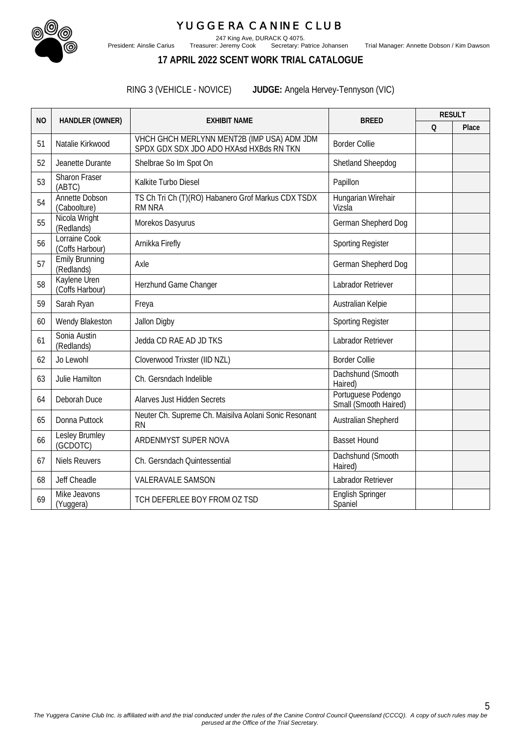# YUGGERA CANINE CLUB

247 King Ave, DURACK Q 4075.

President: Ainslie Carius Treasurer: Jeremy Cook Secretary: Patrice Johansen Trial Manager: Annette Dobson / Kim Dawson

## 17 APRIL 2022 SCENT WORK TRIAL CATALOGUE

RING 3 (VEHICLE - NOVICE) **JUDGE:** Angela Hervey-Tennyson (VIC)

| NO | HANDLER (OWNER) | EXHIBIT NAME | BREED | RESULT | |
|---|---|---|---|---|---|
| | | | | Q | Place |
| 51 | Natalie Kirkwood | VHCH GHCH MERLYNN MENT2B (IMP USA) ADM JDM SPDX GDX SDX JDO ADO HXAsd HXBds RN TKN | Border Collie | | |
| 52 | Jeanette Durante | Shelbrae So Im Spot On | Shetland Sheepdog | | |
| 53 | Sharon Fraser (ABTC) | Kalkite Turbo Diesel | Papillon | | |
| 54 | Annette Dobson (Caboolture) | TS Ch Tri Ch (T)(RO) Habanero Grof Markus CDX TSDX RM NRA | Hungarian Wirehair Vizsla | | |
| 55 | Nicola Wright (Redlands) | Morekos Dasyurus | German Shepherd Dog | | |
| 56 | Lorraine Cook (Coffs Harbour) | Arnikka Firefly | Sporting Register | | |
| 57 | Emily Brunning (Redlands) | Axle | German Shepherd Dog | | |
| 58 | Kaylene Uren (Coffs Harbour) | Herzhund Game Changer | Labrador Retriever | | |
| 59 | Sarah Ryan | Freya | Australian Kelpie | | |
| 60 | Wendy Blakeston | Jallon Digby | Sporting Register | | |
| 61 | Sonia Austin (Redlands) | Jedda CD RAE AD JD TKS | Labrador Retriever | | |
| 62 | Jo Lewohl | Cloverwood Trixster (IID NZL) | Border Collie | | |
| 63 | Julie Hamilton | Ch. Gersndach Indelible | Dachshund (Smooth Haired) | | |
| 64 | Deborah Duce | Alarves Just Hidden Secrets | Portuguese Podengo Small (Smooth Haired) | | |
| 65 | Donna Puttock | Neuter Ch. Supreme Ch. Maisilva Aolani Sonic Resonant RN | Australian Shepherd | | |
| 66 | Lesley Brumley (GCDOTC) | ARDENMYST SUPER NOVA | Basset Hound | | |
| 67 | Niels Reuvers | Ch. Gersndach Quintessential | Dachshund (Smooth Haired) | | |
| 68 | Jeff Cheadle | VALERAVALE SAMSON | Labrador Retriever | | |
| 69 | Mike Jeavons (Yuggera) | TCH DEFERLEE BOY FROM OZ TSD | English Springer Spaniel | | |

*The Yuggera Canine Club Inc. is affiliated with and the trial conducted under the rules of the Canine Control Council Queensland (CCCQ). A copy of such rules may be perused at the Office of the Trial Secretary.*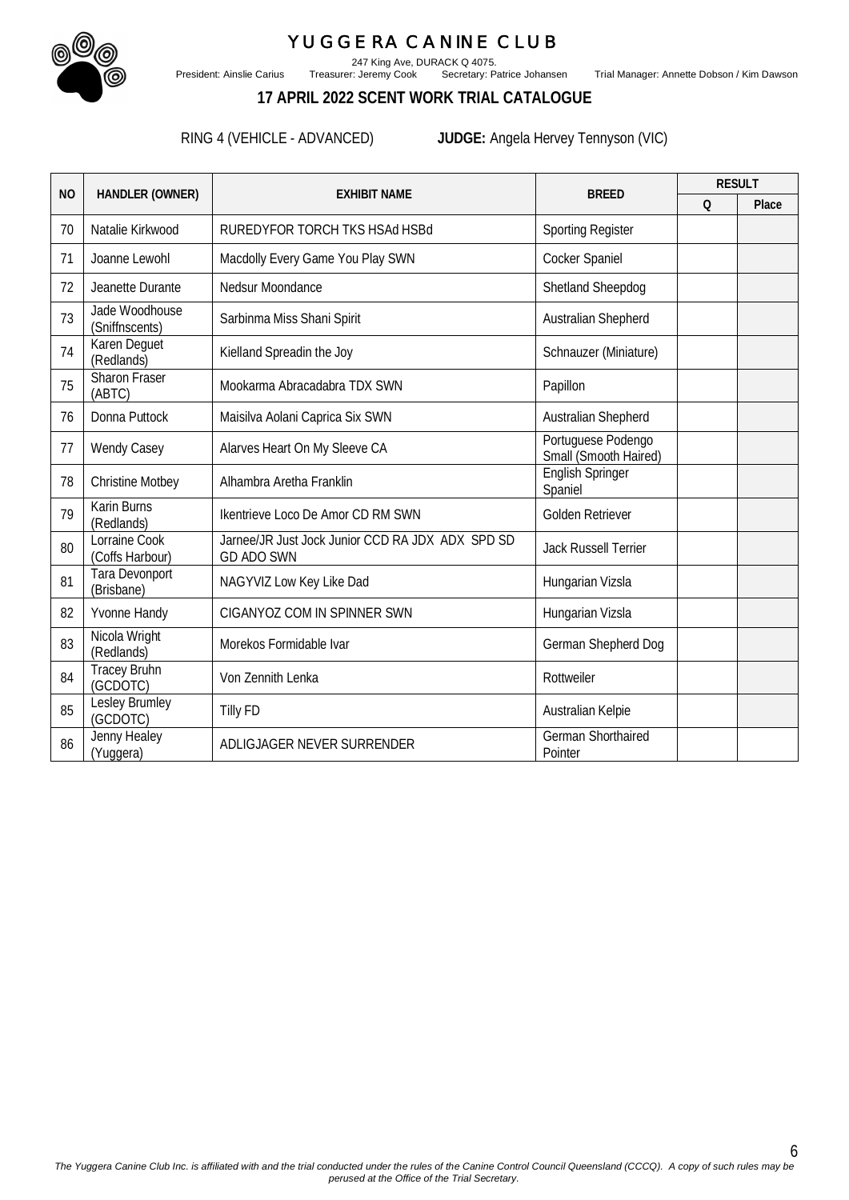# YUGGERA CANINE CLUB

247 King Ave, DURACK Q 4075.

President: Ainslie Carius Treasurer: Jeremy Cook Secretary: Patrice Johansen Trial Manager: Annette Dobson / Kim Dawson

## 17 APRIL 2022 SCENT WORK TRIAL CATALOGUE

RING 4 (VEHICLE - ADVANCED) **JUDGE:** Angela Hervey Tennyson (VIC)

| NO | HANDLER (OWNER) | EXHIBIT NAME | BREED | RESULT | |
|---|---|---|---|---|---|
| | | | | Q | Place |
| 70 | Natalie Kirkwood | RUREDYFOR TORCH TKS HSAd HSBd | Sporting Register | | |
| 71 | Joanne Lewohl | Macdolly Every Game You Play SWN | Cocker Spaniel | | |
| 72 | Jeanette Durante | Nedsur Moondance | Shetland Sheepdog | | |
| 73 | Jade Woodhouse (Sniffnscents) | Sarbinma Miss Shani Spirit | Australian Shepherd | | |
| 74 | Karen Deguet (Redlands) | Kielland Spreadin the Joy | Schnauzer (Miniature) | | |
| 75 | Sharon Fraser (ABTC) | Mookarma Abracadabra TDX SWN | Papillon | | |
| 76 | Donna Puttock | Maisilva Aolani Caprica Six SWN | Australian Shepherd | | |
| 77 | Wendy Casey | Alarves Heart On My Sleeve CA | Portuguese Podengo Small (Smooth Haired) | | |
| 78 | Christine Motbey | Alhambra Aretha Franklin | English Springer Spaniel | | |
| 79 | Karin Burns (Redlands) | Ikentrieve Loco De Amor CD RM SWN | Golden Retriever | | |
| 80 | Lorraine Cook (Coffs Harbour) | Jarnee/JR Just Jock Junior CCD RA JDX ADX SPD SD GD ADO SWN | Jack Russell Terrier | | |
| 81 | Tara Devonport (Brisbane) | NAGYVIZ Low Key Like Dad | Hungarian Vizsla | | |
| 82 | Yvonne Handy | CIGANYOZ COM IN SPINNER SWN | Hungarian Vizsla | | |
| 83 | Nicola Wright (Redlands) | Morekos Formidable Ivar | German Shepherd Dog | | |
| 84 | Tracey Bruhn (GCDOTC) | Von Zennith Lenka | Rottweiler | | |
| 85 | Lesley Brumley (GCDOTC) | Tilly FD | Australian Kelpie | | |
| 86 | Jenny Healey (Yuggera) | ADLIGJAGER NEVER SURRENDER | German Shorthaired Pointer | | |

*The Yuggera Canine Club Inc. is affiliated with and the trial conducted under the rules of the Canine Control Council Queensland (CCCQ). A copy of such rules may be perused at the Office of the Trial Secretary.*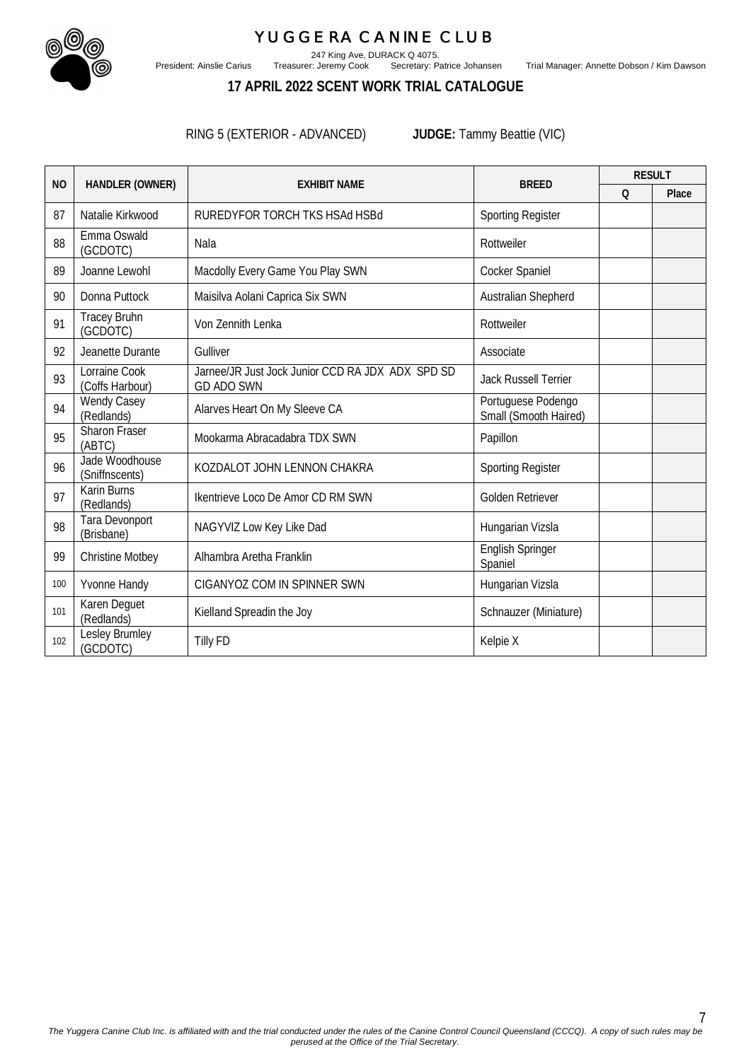# YUGGERA CANINE CLUB

247 King Ave, DURACK Q 4075.

President: Ainslie Carius    Treasurer: Jeremy Cook    Secretary: Patrice Johansen    Trial Manager: Annette Dobson / Kim Dawson

## 17 APRIL 2022 SCENT WORK TRIAL CATALOGUE

RING 5 (EXTERIOR - ADVANCED)    **JUDGE:** Tammy Beattie (VIC)

| NO | HANDLER (OWNER) | EXHIBIT NAME | BREED | RESULT | |
|---|---|---|---|---|---|
| | | | | Q | Place |
| 87 | Natalie Kirkwood | RUREDYFOR TORCH TKS HSAd HSBd | Sporting Register | | |
| 88 | Emma Oswald (GCDOTC) | Nala | Rottweiler | | |
| 89 | Joanne Lewohl | Macdolly Every Game You Play SWN | Cocker Spaniel | | |
| 90 | Donna Puttock | Maisilva Aolani Caprica Six SWN | Australian Shepherd | | |
| 91 | Tracey Bruhn (GCDOTC) | Von Zennith Lenka | Rottweiler | | |
| 92 | Jeanette Durante | Gulliver | Associate | | |
| 93 | Lorraine Cook (Coffs Harbour) | Jarnee/JR Just Jock Junior CCD RA JDX ADX SPD SD GD ADO SWN | Jack Russell Terrier | | |
| 94 | Wendy Casey (Redlands) | Alarves Heart On My Sleeve CA | Portuguese Podengo Small (Smooth Haired) | | |
| 95 | Sharon Fraser (ABTC) | Mookarma Abracadabra TDX SWN | Papillon | | |
| 96 | Jade Woodhouse (Sniffnscents) | KOZDALOT JOHN LENNON CHAKRA | Sporting Register | | |
| 97 | Karin Burns (Redlands) | Ikentrieve Loco De Amor CD RM SWN | Golden Retriever | | |
| 98 | Tara Devonport (Brisbane) | NAGYVIZ Low Key Like Dad | Hungarian Vizsla | | |
| 99 | Christine Motbey | Alhambra Aretha Franklin | English Springer Spaniel | | |
| 100 | Yvonne Handy | CIGANYOZ COM IN SPINNER SWN | Hungarian Vizsla | | |
| 101 | Karen Deguet (Redlands) | Kielland Spreadin the Joy | Schnauzer (Miniature) | | |
| 102 | Lesley Brumley (GCDOTC) | Tilly FD | Kelpie X | | |

*The Yuggera Canine Club Inc. is affiliated with and the trial conducted under the rules of the Canine Control Council Queensland (CCCQ). A copy of such rules may be perused at the Office of the Trial Secretary.*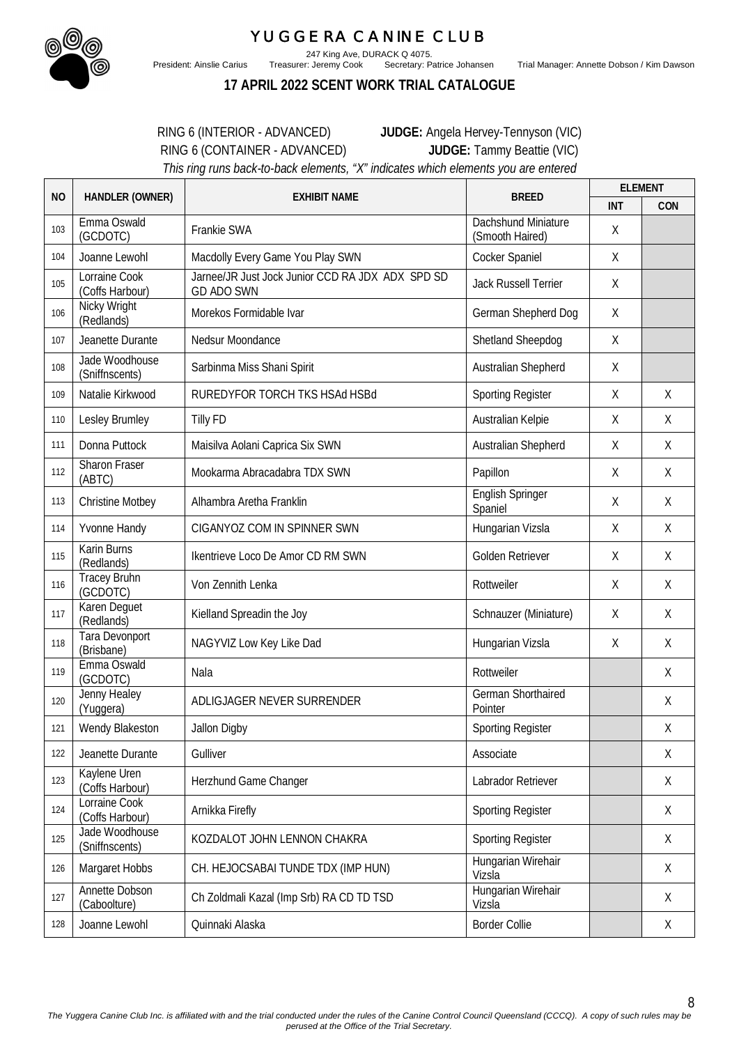# YUGGERA CANINE CLUB

247 King Ave, DURACK Q 4075.

President: Ainslie Carius Treasurer: Jeremy Cook Secretary: Patrice Johansen Trial Manager: Annette Dobson / Kim Dawson

## 17 APRIL 2022 SCENT WORK TRIAL CATALOGUE

RING 6 (INTERIOR - ADVANCED) **JUDGE:** Angela Hervey-Tennyson (VIC)

RING 6 (CONTAINER - ADVANCED) **JUDGE:** Tammy Beattie (VIC)

*This ring runs back-to-back elements, "X" indicates which elements you are entered*

| NO | HANDLER (OWNER) | EXHIBIT NAME | BREED | ELEMENT | |
|---|---|---|---|---|---|
| | | | | INT | CON |
| 103 | Emma Oswald (GCDOTC) | Frankie SWA | Dachshund Miniature (Smooth Haired) | X | |
| 104 | Joanne Lewohl | Macdolly Every Game You Play SWN | Cocker Spaniel | X | |
| 105 | Lorraine Cook (Coffs Harbour) | Jarnee/JR Just Jock Junior CCD RA JDX ADX SPD SD GD ADO SWN | Jack Russell Terrier | X | |
| 106 | Nicky Wright (Redlands) | Morekos Formidable Ivar | German Shepherd Dog | X | |
| 107 | Jeanette Durante | Nedsur Moondance | Shetland Sheepdog | X | |
| 108 | Jade Woodhouse (Sniffnscents) | Sarbinma Miss Shani Spirit | Australian Shepherd | X | |
| 109 | Natalie Kirkwood | RUREDYFOR TORCH TKS HSAd HSBd | Sporting Register | X | X |
| 110 | Lesley Brumley | Tilly FD | Australian Kelpie | X | X |
| 111 | Donna Puttock | Maisilva Aolani Caprica Six SWN | Australian Shepherd | X | X |
| 112 | Sharon Fraser (ABTC) | Mookarma Abracadabra TDX SWN | Papillon | X | X |
| 113 | Christine Motbey | Alhambra Aretha Franklin | English Springer Spaniel | X | X |
| 114 | Yvonne Handy | CIGANYOZ COM IN SPINNER SWN | Hungarian Vizsla | X | X |
| 115 | Karin Burns (Redlands) | Ikentrieve Loco De Amor CD RM SWN | Golden Retriever | X | X |
| 116 | Tracey Bruhn (GCDOTC) | Von Zennith Lenka | Rottweiler | X | X |
| 117 | Karen Deguet (Redlands) | Kielland Spreadin the Joy | Schnauzer (Miniature) | X | X |
| 118 | Tara Devonport (Brisbane) | NAGYVIZ Low Key Like Dad | Hungarian Vizsla | X | X |
| 119 | Emma Oswald (GCDOTC) | Nala | Rottweiler | | X |
| 120 | Jenny Healey (Yuggera) | ADLIGJAGER NEVER SURRENDER | German Shorthaired Pointer | | X |
| 121 | Wendy Blakeston | Jallon Digby | Sporting Register | | X |
| 122 | Jeanette Durante | Gulliver | Associate | | X |
| 123 | Kaylene Uren (Coffs Harbour) | Herzhund Game Changer | Labrador Retriever | | X |
| 124 | Lorraine Cook (Coffs Harbour) | Arnikka Firefly | Sporting Register | | X |
| 125 | Jade Woodhouse (Sniffnscents) | KOZDALOT JOHN LENNON CHAKRA | Sporting Register | | X |
| 126 | Margaret Hobbs | CH. HEJOCSABAI TUNDE TDX (IMP HUN) | Hungarian Wirehair Vizsla | | X |
| 127 | Annette Dobson (Caboolture) | Ch Zoldmali Kazal (Imp Srb) RA CD TD TSD | Hungarian Wirehair Vizsla | | X |
| 128 | Joanne Lewohl | Quinnaki Alaska | Border Collie | | X |

*The Yuggera Canine Club Inc. is affiliated with and the trial conducted under the rules of the Canine Control Council Queensland (CCCQ). A copy of such rules may be perused at the Office of the Trial Secretary.*